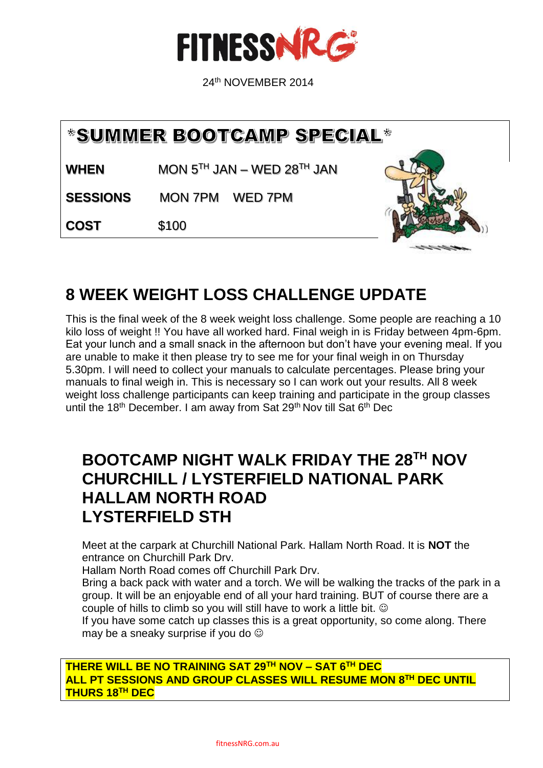# FITNESSNRG

24th NOVEMBER 2014

## *SUMMER BOOTCAMP SPECIAL*

| | |
|---|---|
| **WHEN** | MON 5TH JAN – WED 28TH JAN |
| **SESSIONS** | MON 7PM WED 7PM |
| **COST** | $100 |

## 8 WEEK WEIGHT LOSS CHALLENGE UPDATE

This is the final week of the 8 week weight loss challenge. Some people are reaching a 10 kilo loss of weight !! You have all worked hard. Final weigh in is Friday between 4pm-6pm. Eat your lunch and a small snack in the afternoon but don't have your evening meal. If you are unable to make it then please try to see me for your final weigh in on Thursday 5.30pm. I will need to collect your manuals to calculate percentages. Please bring your manuals to final weigh in. This is necessary so I can work out your results. All 8 week weight loss challenge participants can keep training and participate in the group classes until the 18th December. I am away from Sat 29th Nov till Sat 6th Dec

## BOOTCAMP NIGHT WALK FRIDAY THE 28TH NOV CHURCHILL / LYSTERFIELD NATIONAL PARK HALLAM NORTH ROAD LYSTERFIELD STH

Meet at the carpark at Churchill National Park. Hallam North Road. It is **NOT** the entrance on Churchill Park Drv.
Hallam North Road comes off Churchill Park Drv.
Bring a back pack with water and a torch. We will be walking the tracks of the park in a group. It will be an enjoyable end of all your hard training. BUT of course there are a couple of hills to climb so you will still have to work a little bit. ☺
If you have some catch up classes this is a great opportunity, so come along. There may be a sneaky surprise if you do ☺

**THERE WILL BE NO TRAINING SAT 29TH NOV – SAT 6TH DEC**
**ALL PT SESSIONS AND GROUP CLASSES WILL RESUME MON 8TH DEC UNTIL THURS 18TH DEC**

fitnessNRG.com.au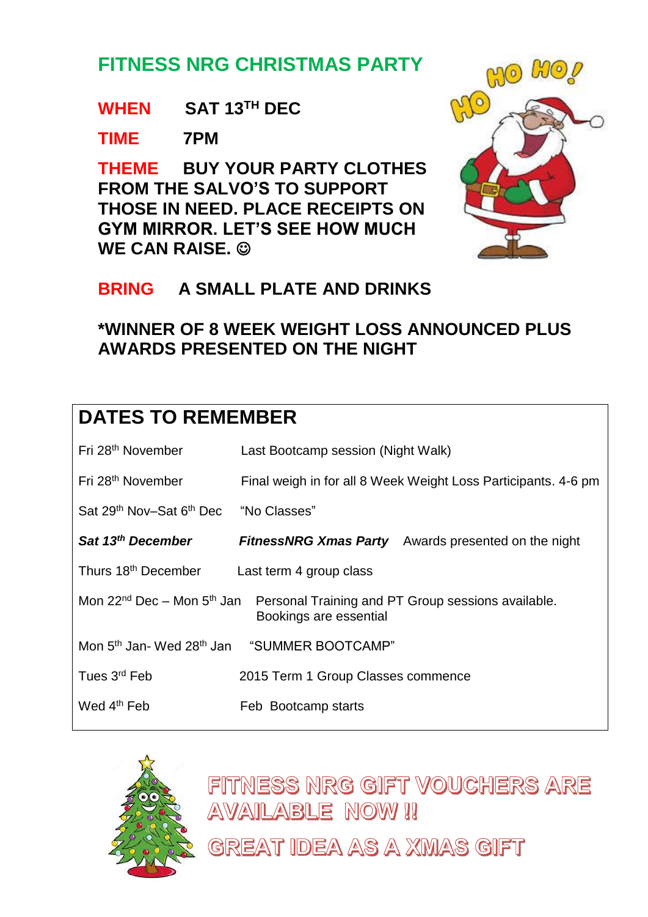## FITNESS NRG CHRISTMAS PARTY

**WHEN** SAT 13TH DEC

**TIME** 7PM

**THEME** BUY YOUR PARTY CLOTHES FROM THE SALVO'S TO SUPPORT THOSE IN NEED. PLACE RECEIPTS ON GYM MIRROR. LET'S SEE HOW MUCH WE CAN RAISE. ☺

**BRING** A SMALL PLATE AND DRINKS

**\*WINNER OF 8 WEEK WEIGHT LOSS ANNOUNCED PLUS AWARDS PRESENTED ON THE NIGHT**

## DATES TO REMEMBER

| | |
|---|---|
| Fri 28th November | Last Bootcamp session (Night Walk) |
| Fri 28th November | Final weigh in for all 8 Week Weight Loss Participants. 4-6 pm |
| Sat 29th Nov–Sat 6th Dec | "No Classes" |
| ***Sat 13th December*** | ***FitnessNRG Xmas Party*** Awards presented on the night |
| Thurs 18th December | Last term 4 group class |
| Mon 22nd Dec – Mon 5th Jan | Personal Training and PT Group sessions available. Bookings are essential |
| Mon 5th Jan- Wed 28th Jan | "SUMMER BOOTCAMP" |
| Tues 3rd Feb | 2015 Term 1 Group Classes commence |
| Wed 4th Feb | Feb Bootcamp starts |

FITNESS NRG GIFT VOUCHERS ARE AVAILABLE NOW !!

GREAT IDEA AS A XMAS GIFT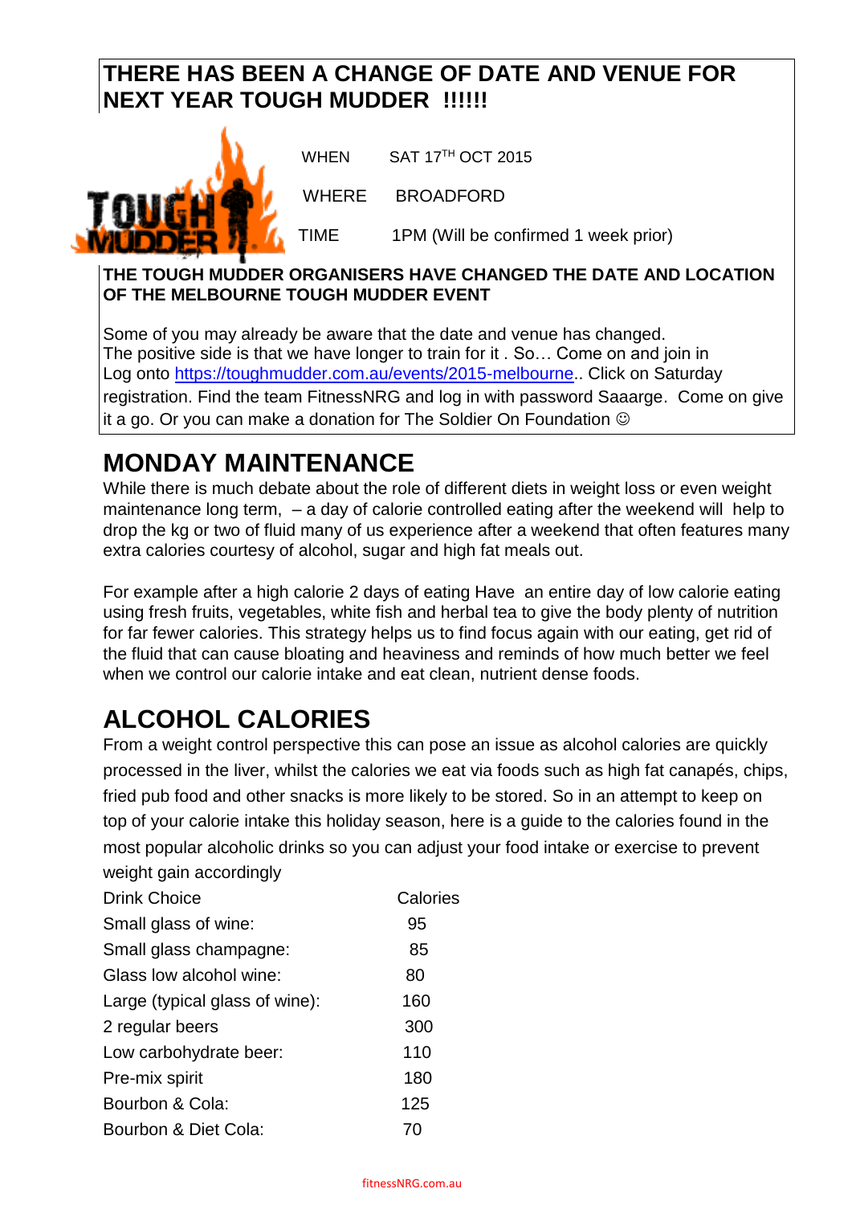**THERE HAS BEEN A CHANGE OF DATE AND VENUE FOR NEXT YEAR TOUGH MUDDER !!!!!!**

| | |
|---|---|
| WHEN | SAT 17TH OCT 2015 |
| WHERE | BROADFORD |
| TIME | 1PM (Will be confirmed 1 week prior) |

**THE TOUGH MUDDER ORGANISERS HAVE CHANGED THE DATE AND LOCATION OF THE MELBOURNE TOUGH MUDDER EVENT**

Some of you may already be aware that the date and venue has changed.
The positive side is that we have longer to train for it . So… Come on and join in
Log onto https://toughmudder.com.au/events/2015-melbourne.. Click on Saturday registration. Find the team FitnessNRG and log in with password Saaarge. Come on give it a go. Or you can make a donation for The Soldier On Foundation ☺

# MONDAY MAINTENANCE

While there is much debate about the role of different diets in weight loss or even weight maintenance long term, – a day of calorie controlled eating after the weekend will help to drop the kg or two of fluid many of us experience after a weekend that often features many extra calories courtesy of alcohol, sugar and high fat meals out.

For example after a high calorie 2 days of eating Have an entire day of low calorie eating using fresh fruits, vegetables, white fish and herbal tea to give the body plenty of nutrition for far fewer calories. This strategy helps us to find focus again with our eating, get rid of the fluid that can cause bloating and heaviness and reminds of how much better we feel when we control our calorie intake and eat clean, nutrient dense foods.

# ALCOHOL CALORIES

From a weight control perspective this can pose an issue as alcohol calories are quickly processed in the liver, whilst the calories we eat via foods such as high fat canapés, chips, fried pub food and other snacks is more likely to be stored. So in an attempt to keep on top of your calorie intake this holiday season, here is a guide to the calories found in the most popular alcoholic drinks so you can adjust your food intake or exercise to prevent weight gain accordingly

| Drink Choice | Calories |
|---|---|
| Small glass of wine: | 95 |
| Small glass champagne: | 85 |
| Glass low alcohol wine: | 80 |
| Large (typical glass of wine): | 160 |
| 2 regular beers | 300 |
| Low carbohydrate beer: | 110 |
| Pre-mix spirit | 180 |
| Bourbon & Cola: | 125 |
| Bourbon & Diet Cola: | 70 |